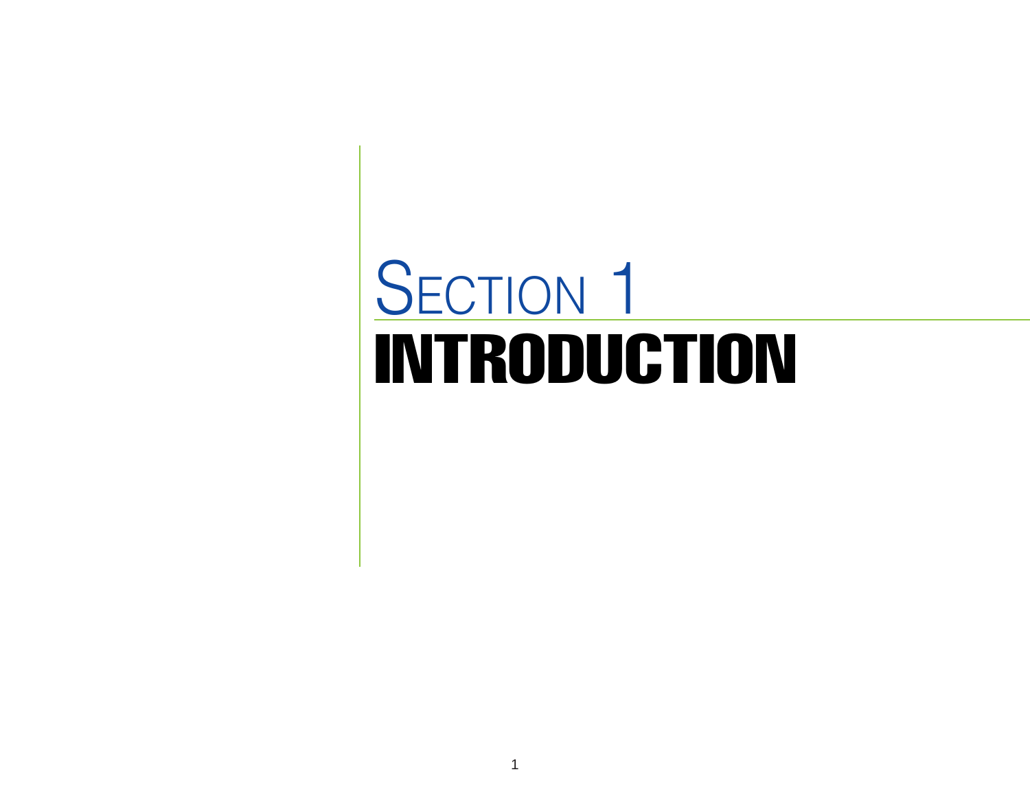# SECTION 1
# INTRODUCTION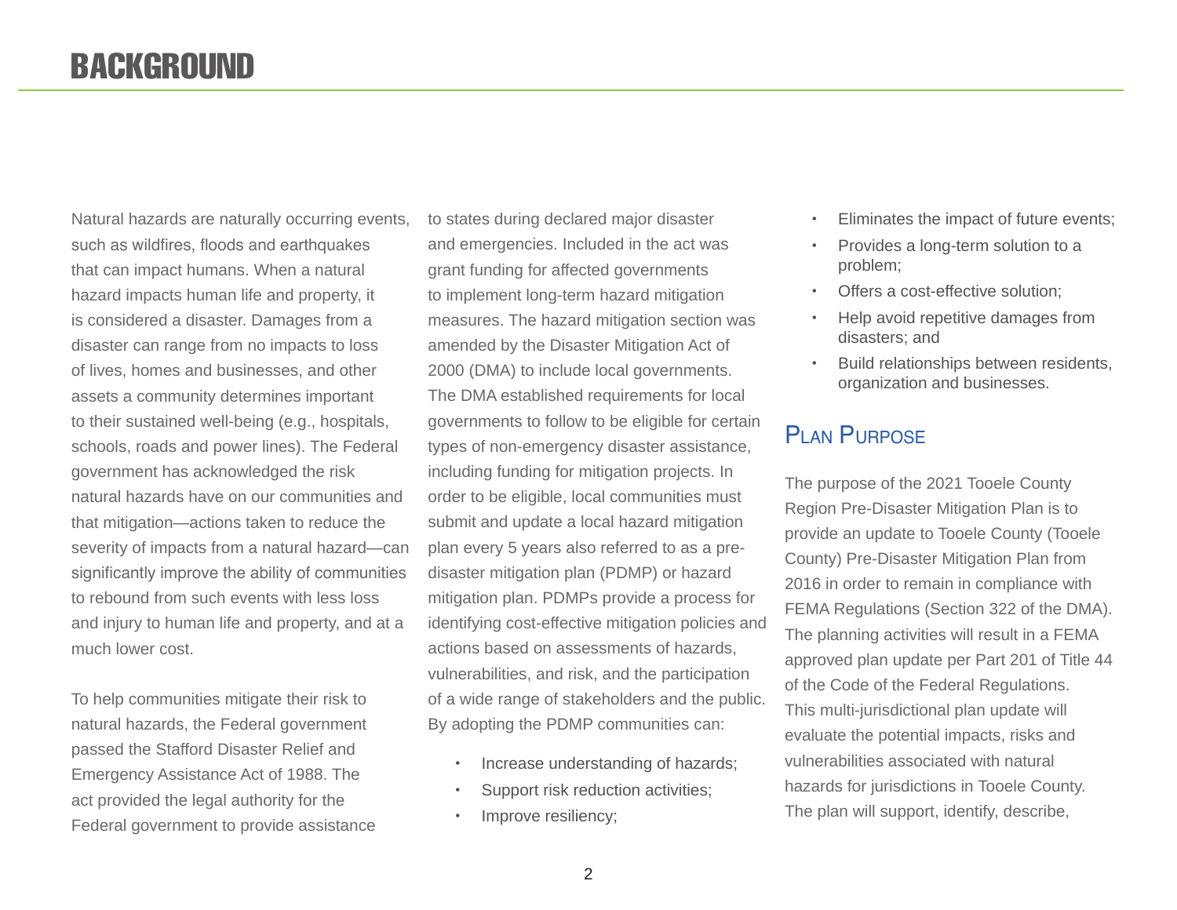# BACKGROUND

Natural hazards are naturally occurring events, such as wildfires, floods and earthquakes that can impact humans. When a natural hazard impacts human life and property, it is considered a disaster. Damages from a disaster can range from no impacts to loss of lives, homes and businesses, and other assets a community determines important to their sustained well-being (e.g., hospitals, schools, roads and power lines). The Federal government has acknowledged the risk natural hazards have on our communities and that mitigation—actions taken to reduce the severity of impacts from a natural hazard—can significantly improve the ability of communities to rebound from such events with less loss and injury to human life and property, and at a much lower cost.

To help communities mitigate their risk to natural hazards, the Federal government passed the Stafford Disaster Relief and Emergency Assistance Act of 1988. The act provided the legal authority for the Federal government to provide assistance to states during declared major disaster and emergencies. Included in the act was grant funding for affected governments to implement long-term hazard mitigation measures. The hazard mitigation section was amended by the Disaster Mitigation Act of 2000 (DMA) to include local governments. The DMA established requirements for local governments to follow to be eligible for certain types of non-emergency disaster assistance, including funding for mitigation projects. In order to be eligible, local communities must submit and update a local hazard mitigation plan every 5 years also referred to as a pre-disaster mitigation plan (PDMP) or hazard mitigation plan. PDMPs provide a process for identifying cost-effective mitigation policies and actions based on assessments of hazards, vulnerabilities, and risk, and the participation of a wide range of stakeholders and the public. By adopting the PDMP communities can:

- Increase understanding of hazards;
- Support risk reduction activities;
- Improve resiliency;
- Eliminates the impact of future events;
- Provides a long-term solution to a problem;
- Offers a cost-effective solution;
- Help avoid repetitive damages from disasters; and
- Build relationships between residents, organization and businesses.

## Plan Purpose

The purpose of the 2021 Tooele County Region Pre-Disaster Mitigation Plan is to provide an update to Tooele County (Tooele County) Pre-Disaster Mitigation Plan from 2016 in order to remain in compliance with FEMA Regulations (Section 322 of the DMA). The planning activities will result in a FEMA approved plan update per Part 201 of Title 44 of the Code of the Federal Regulations. This multi-jurisdictional plan update will evaluate the potential impacts, risks and vulnerabilities associated with natural hazards for jurisdictions in Tooele County. The plan will support, identify, describe,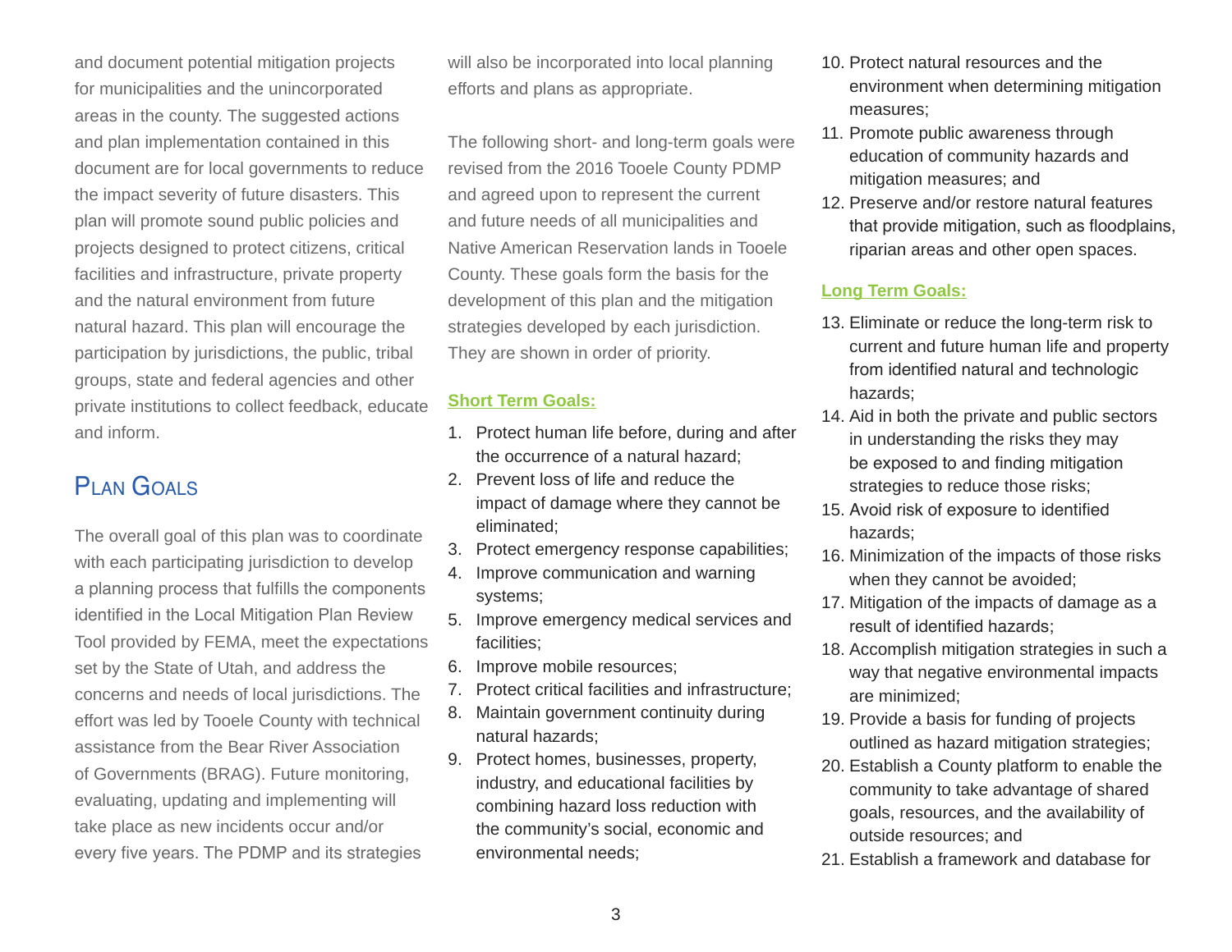and document potential mitigation projects for municipalities and the unincorporated areas in the county. The suggested actions and plan implementation contained in this document are for local governments to reduce the impact severity of future disasters. This plan will promote sound public policies and projects designed to protect citizens, critical facilities and infrastructure, private property and the natural environment from future natural hazard. This plan will encourage the participation by jurisdictions, the public, tribal groups, state and federal agencies and other private institutions to collect feedback, educate and inform.

## Plan Goals

The overall goal of this plan was to coordinate with each participating jurisdiction to develop a planning process that fulfills the components identified in the Local Mitigation Plan Review Tool provided by FEMA, meet the expectations set by the State of Utah, and address the concerns and needs of local jurisdictions. The effort was led by Tooele County with technical assistance from the Bear River Association of Governments (BRAG). Future monitoring, evaluating, updating and implementing will take place as new incidents occur and/or every five years. The PDMP and its strategies will also be incorporated into local planning efforts and plans as appropriate.

The following short- and long-term goals were revised from the 2016 Tooele County PDMP and agreed upon to represent the current and future needs of all municipalities and Native American Reservation lands in Tooele County. These goals form the basis for the development of this plan and the mitigation strategies developed by each jurisdiction. They are shown in order of priority.

### Short Term Goals:

1. Protect human life before, during and after the occurrence of a natural hazard;
2. Prevent loss of life and reduce the impact of damage where they cannot be eliminated;
3. Protect emergency response capabilities;
4. Improve communication and warning systems;
5. Improve emergency medical services and facilities;
6. Improve mobile resources;
7. Protect critical facilities and infrastructure;
8. Maintain government continuity during natural hazards;
9. Protect homes, businesses, property, industry, and educational facilities by combining hazard loss reduction with the community's social, economic and environmental needs;
10. Protect natural resources and the environment when determining mitigation measures;
11. Promote public awareness through education of community hazards and mitigation measures; and
12. Preserve and/or restore natural features that provide mitigation, such as floodplains, riparian areas and other open spaces.

### Long Term Goals:

13. Eliminate or reduce the long-term risk to current and future human life and property from identified natural and technologic hazards;
14. Aid in both the private and public sectors in understanding the risks they may be exposed to and finding mitigation strategies to reduce those risks;
15. Avoid risk of exposure to identified hazards;
16. Minimization of the impacts of those risks when they cannot be avoided;
17. Mitigation of the impacts of damage as a result of identified hazards;
18. Accomplish mitigation strategies in such a way that negative environmental impacts are minimized;
19. Provide a basis for funding of projects outlined as hazard mitigation strategies;
20. Establish a County platform to enable the community to take advantage of shared goals, resources, and the availability of outside resources; and
21. Establish a framework and database for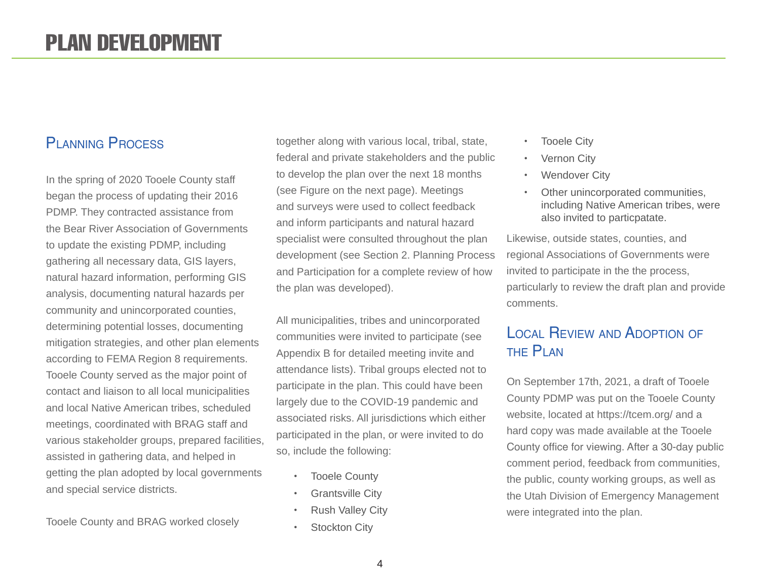# PLAN DEVELOPMENT

## Planning Process

In the spring of 2020 Tooele County staff began the process of updating their 2016 PDMP. They contracted assistance from the Bear River Association of Governments to update the existing PDMP, including gathering all necessary data, GIS layers, natural hazard information, performing GIS analysis, documenting natural hazards per community and unincorporated counties, determining potential losses, documenting mitigation strategies, and other plan elements according to FEMA Region 8 requirements. Tooele County served as the major point of contact and liaison to all local municipalities and local Native American tribes, scheduled meetings, coordinated with BRAG staff and various stakeholder groups, prepared facilities, assisted in gathering data, and helped in getting the plan adopted by local governments and special service districts.

Tooele County and BRAG worked closely together along with various local, tribal, state, federal and private stakeholders and the public to develop the plan over the next 18 months (see Figure on the next page). Meetings and surveys were used to collect feedback and inform participants and natural hazard specialist were consulted throughout the plan development (see Section 2. Planning Process and Participation for a complete review of how the plan was developed).

All municipalities, tribes and unincorporated communities were invited to participate (see Appendix B for detailed meeting invite and attendance lists). Tribal groups elected not to participate in the plan. This could have been largely due to the COVID-19 pandemic and associated risks. All jurisdictions which either participated in the plan, or were invited to do so, include the following:

- Tooele County
- Grantsville City
- Rush Valley City
- Stockton City
- Tooele City
- Vernon City
- Wendover City
- Other unincorporated communities, including Native American tribes, were also invited to particpatate.

Likewise, outside states, counties, and regional Associations of Governments were invited to participate in the the process, particularly to review the draft plan and provide comments.

## Local Review and Adoption of the Plan

On September 17th, 2021, a draft of Tooele County PDMP was put on the Tooele County website, located at https://tcem.org/ and a hard copy was made available at the Tooele County office for viewing. After a 30-day public comment period, feedback from communities, the public, county working groups, as well as the Utah Division of Emergency Management were integrated into the plan.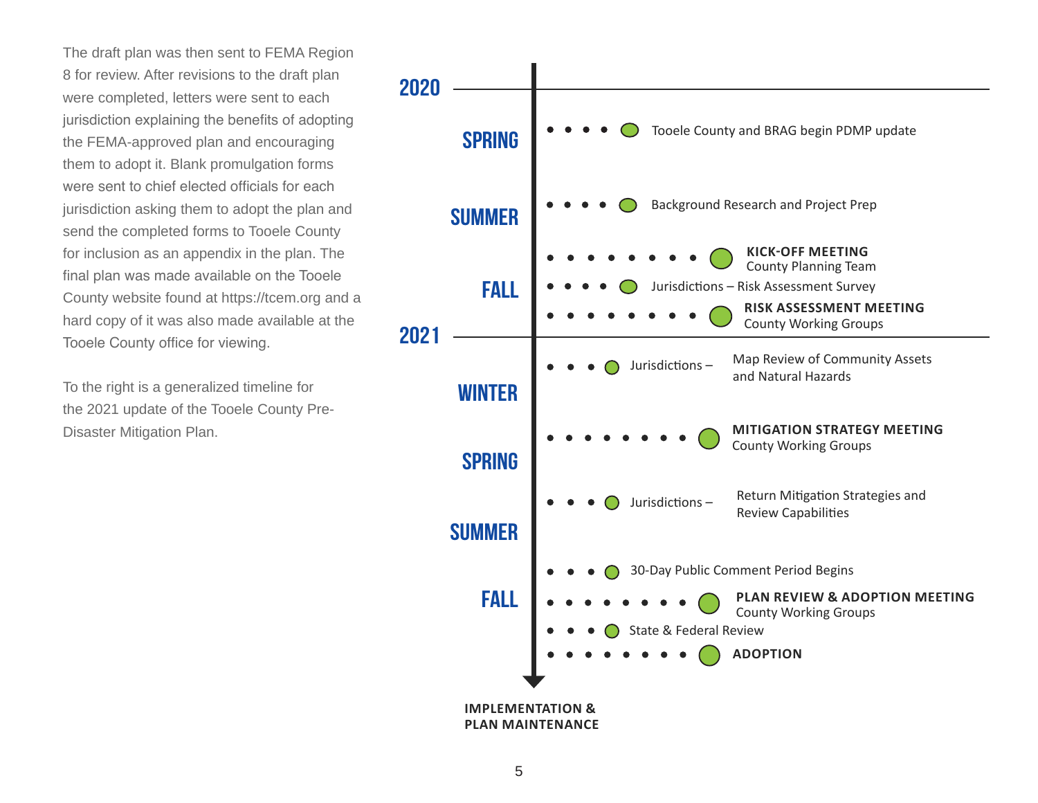The draft plan was then sent to FEMA Region 8 for review. After revisions to the draft plan were completed, letters were sent to each jurisdiction explaining the benefits of adopting the FEMA-approved plan and encouraging them to adopt it. Blank promulgation forms were sent to chief elected officials for each jurisdiction asking them to adopt the plan and send the completed forms to Tooele County for inclusion as an appendix in the plan. The final plan was made available on the Tooele County website found at https://tcem.org and a hard copy of it was also made available at the Tooele County office for viewing.

To the right is a generalized timeline for the 2021 update of the Tooele County Pre-Disaster Mitigation Plan.

**2020**

**SPRING**
- Tooele County and BRAG begin PDMP update

**SUMMER**
- Background Research and Project Prep

**FALL**
- **KICK-OFF MEETING** County Planning Team
- Jurisdictions – Risk Assessment Survey
- **RISK ASSESSMENT MEETING** County Working Groups

**2021**

**WINTER**
- Jurisdictions – Map Review of Community Assets and Natural Hazards

**SPRING**
- **MITIGATION STRATEGY MEETING** County Working Groups

**SUMMER**
- Jurisdictions – Return Mitigation Strategies and Review Capabilities

**FALL**
- 30-Day Public Comment Period Begins
- **PLAN REVIEW & ADOPTION MEETING** County Working Groups
- State & Federal Review
- **ADOPTION**

**IMPLEMENTATION & PLAN MAINTENANCE**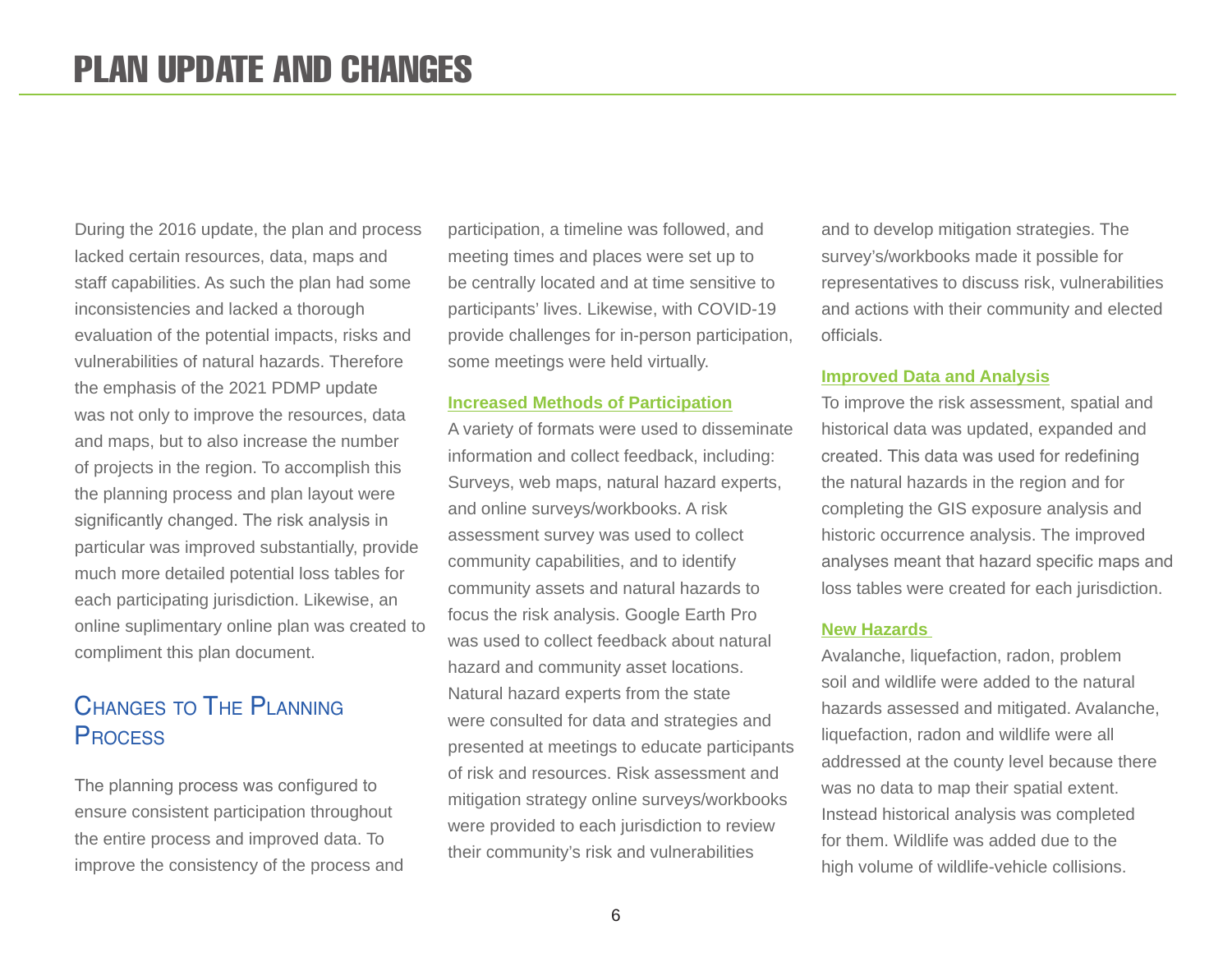# PLAN UPDATE AND CHANGES

During the 2016 update, the plan and process lacked certain resources, data, maps and staff capabilities. As such the plan had some inconsistencies and lacked a thorough evaluation of the potential impacts, risks and vulnerabilities of natural hazards. Therefore the emphasis of the 2021 PDMP update was not only to improve the resources, data and maps, but to also increase the number of projects in the region. To accomplish this the planning process and plan layout were significantly changed. The risk analysis in particular was improved substantially, provide much more detailed potential loss tables for each participating jurisdiction. Likewise, an online suplimentary online plan was created to compliment this plan document.

## Changes to The Planning Process

The planning process was configured to ensure consistent participation throughout the entire process and improved data. To improve the consistency of the process and participation, a timeline was followed, and meeting times and places were set up to be centrally located and at time sensitive to participants' lives. Likewise, with COVID-19 provide challenges for in-person participation, some meetings were held virtually.

### Increased Methods of Participation

A variety of formats were used to disseminate information and collect feedback, including: Surveys, web maps, natural hazard experts, and online surveys/workbooks. A risk assessment survey was used to collect community capabilities, and to identify community assets and natural hazards to focus the risk analysis. Google Earth Pro was used to collect feedback about natural hazard and community asset locations. Natural hazard experts from the state were consulted for data and strategies and presented at meetings to educate participants of risk and resources. Risk assessment and mitigation strategy online surveys/workbooks were provided to each jurisdiction to review their community's risk and vulnerabilities and to develop mitigation strategies. The survey's/workbooks made it possible for representatives to discuss risk, vulnerabilities and actions with their community and elected officials.

### Improved Data and Analysis

To improve the risk assessment, spatial and historical data was updated, expanded and created. This data was used for redefining the natural hazards in the region and for completing the GIS exposure analysis and historic occurrence analysis. The improved analyses meant that hazard specific maps and loss tables were created for each jurisdiction.

### New Hazards

Avalanche, liquefaction, radon, problem soil and wildlife were added to the natural hazards assessed and mitigated. Avalanche, liquefaction, radon and wildlife were all addressed at the county level because there was no data to map their spatial extent. Instead historical analysis was completed for them. Wildlife was added due to the high volume of wildlife-vehicle collisions.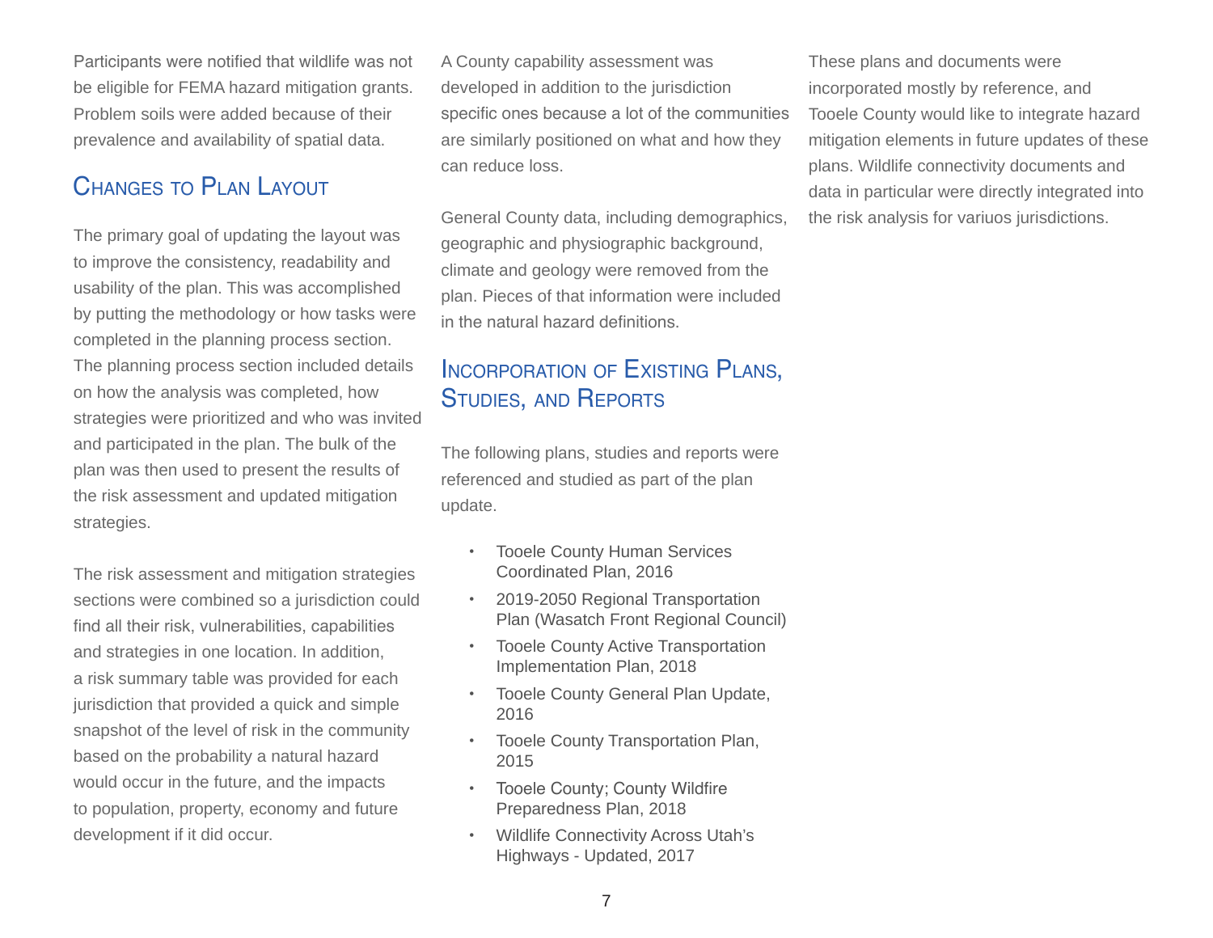Participants were notified that wildlife was not be eligible for FEMA hazard mitigation grants. Problem soils were added because of their prevalence and availability of spatial data.

## Changes to Plan Layout

The primary goal of updating the layout was to improve the consistency, readability and usability of the plan. This was accomplished by putting the methodology or how tasks were completed in the planning process section. The planning process section included details on how the analysis was completed, how strategies were prioritized and who was invited and participated in the plan. The bulk of the plan was then used to present the results of the risk assessment and updated mitigation strategies.

The risk assessment and mitigation strategies sections were combined so a jurisdiction could find all their risk, vulnerabilities, capabilities and strategies in one location. In addition, a risk summary table was provided for each jurisdiction that provided a quick and simple snapshot of the level of risk in the community based on the probability a natural hazard would occur in the future, and the impacts to population, property, economy and future development if it did occur.

A County capability assessment was developed in addition to the jurisdiction specific ones because a lot of the communities are similarly positioned on what and how they can reduce loss.

General County data, including demographics, geographic and physiographic background, climate and geology were removed from the plan. Pieces of that information were included in the natural hazard definitions.

## Incorporation of Existing Plans, Studies, and Reports

The following plans, studies and reports were referenced and studied as part of the plan update.

- Tooele County Human Services Coordinated Plan, 2016
- 2019-2050 Regional Transportation Plan (Wasatch Front Regional Council)
- Tooele County Active Transportation Implementation Plan, 2018
- Tooele County General Plan Update, 2016
- Tooele County Transportation Plan, 2015
- Tooele County; County Wildfire Preparedness Plan, 2018
- Wildlife Connectivity Across Utah's Highways - Updated, 2017

These plans and documents were incorporated mostly by reference, and Tooele County would like to integrate hazard mitigation elements in future updates of these plans. Wildlife connectivity documents and data in particular were directly integrated into the risk analysis for variuos jurisdictions.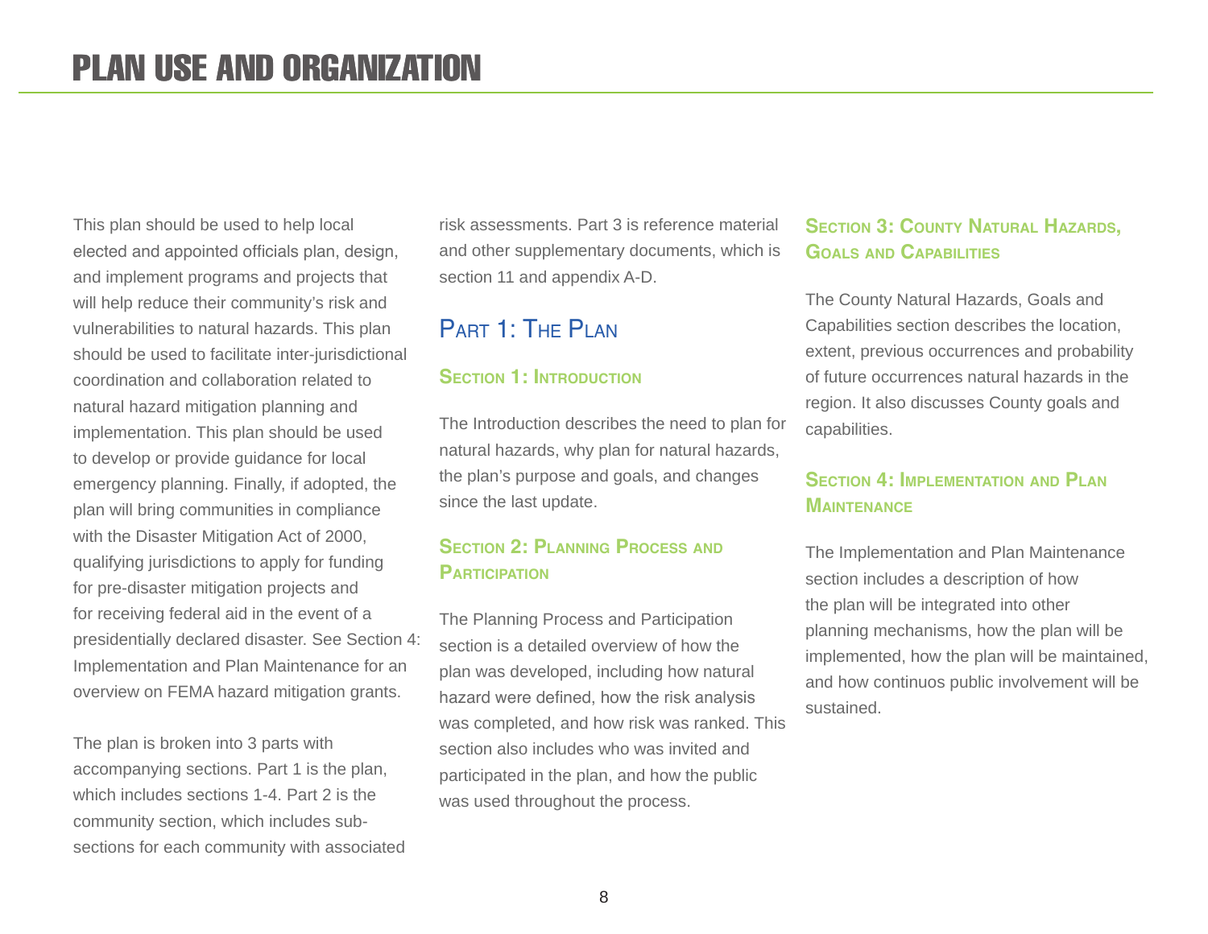# PLAN USE AND ORGANIZATION

This plan should be used to help local elected and appointed officials plan, design, and implement programs and projects that will help reduce their community's risk and vulnerabilities to natural hazards. This plan should be used to facilitate inter-jurisdictional coordination and collaboration related to natural hazard mitigation planning and implementation. This plan should be used to develop or provide guidance for local emergency planning. Finally, if adopted, the plan will bring communities in compliance with the Disaster Mitigation Act of 2000, qualifying jurisdictions to apply for funding for pre-disaster mitigation projects and for receiving federal aid in the event of a presidentially declared disaster. See Section 4: Implementation and Plan Maintenance for an overview on FEMA hazard mitigation grants.

The plan is broken into 3 parts with accompanying sections. Part 1 is the plan, which includes sections 1-4. Part 2 is the community section, which includes sub-sections for each community with associated risk assessments. Part 3 is reference material and other supplementary documents, which is section 11 and appendix A-D.

## Part 1: The Plan

### Section 1: Introduction

The Introduction describes the need to plan for natural hazards, why plan for natural hazards, the plan's purpose and goals, and changes since the last update.

### Section 2: Planning Process and Participation

The Planning Process and Participation section is a detailed overview of how the plan was developed, including how natural hazard were defined, how the risk analysis was completed, and how risk was ranked. This section also includes who was invited and participated in the plan, and how the public was used throughout the process.

### Section 3: County Natural Hazards, Goals and Capabilities

The County Natural Hazards, Goals and Capabilities section describes the location, extent, previous occurrences and probability of future occurrences natural hazards in the region. It also discusses County goals and capabilities.

### Section 4: Implementation and Plan Maintenance

The Implementation and Plan Maintenance section includes a description of how the plan will be integrated into other planning mechanisms, how the plan will be implemented, how the plan will be maintained, and how continuos public involvement will be sustained.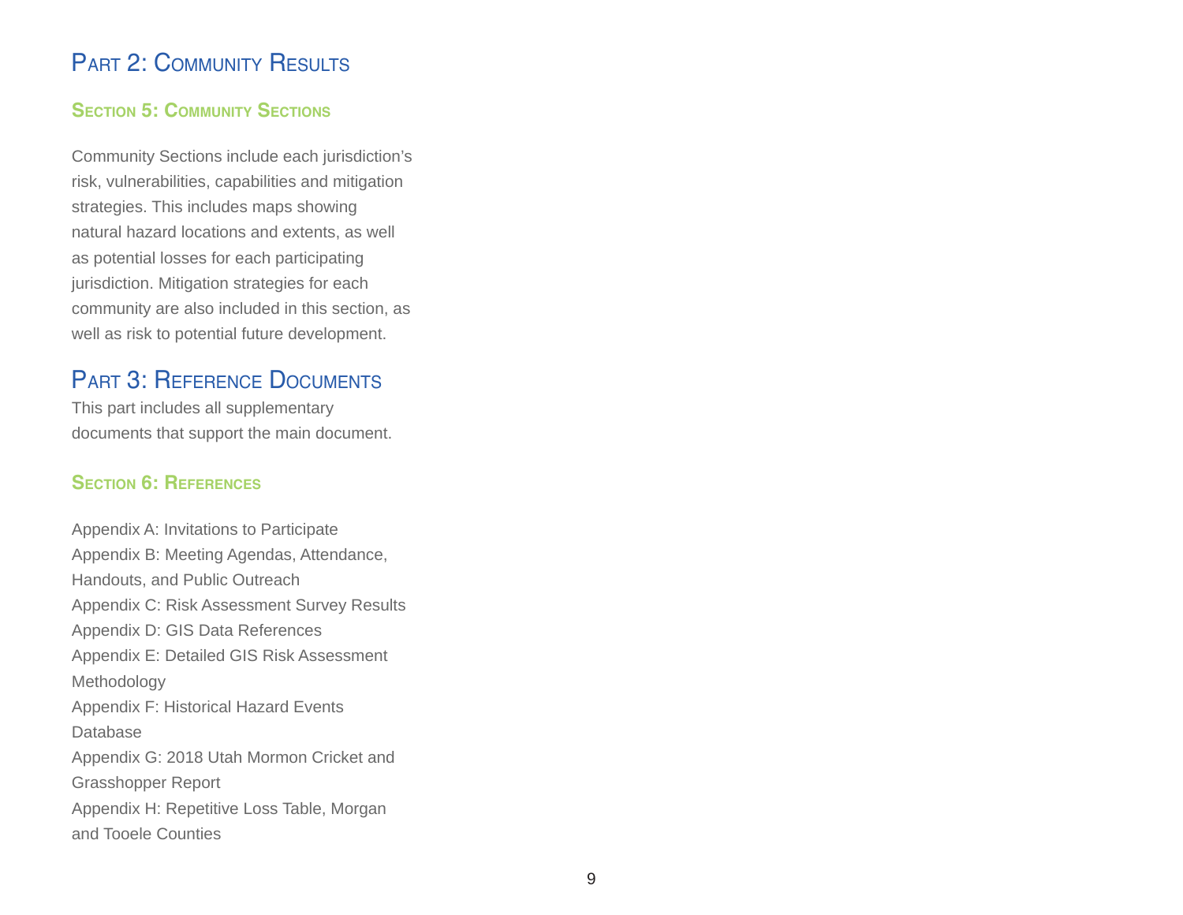# Part 2: Community Results

## Section 5: Community Sections

Community Sections include each jurisdiction's risk, vulnerabilities, capabilities and mitigation strategies. This includes maps showing natural hazard locations and extents, as well as potential losses for each participating jurisdiction. Mitigation strategies for each community are also included in this section, as well as risk to potential future development.

# Part 3: Reference Documents

This part includes all supplementary documents that support the main document.

## Section 6: References

Appendix A: Invitations to Participate
Appendix B: Meeting Agendas, Attendance, Handouts, and Public Outreach
Appendix C: Risk Assessment Survey Results
Appendix D: GIS Data References
Appendix E: Detailed GIS Risk Assessment Methodology
Appendix F: Historical Hazard Events Database
Appendix G: 2018 Utah Mormon Cricket and Grasshopper Report
Appendix H: Repetitive Loss Table, Morgan and Tooele Counties